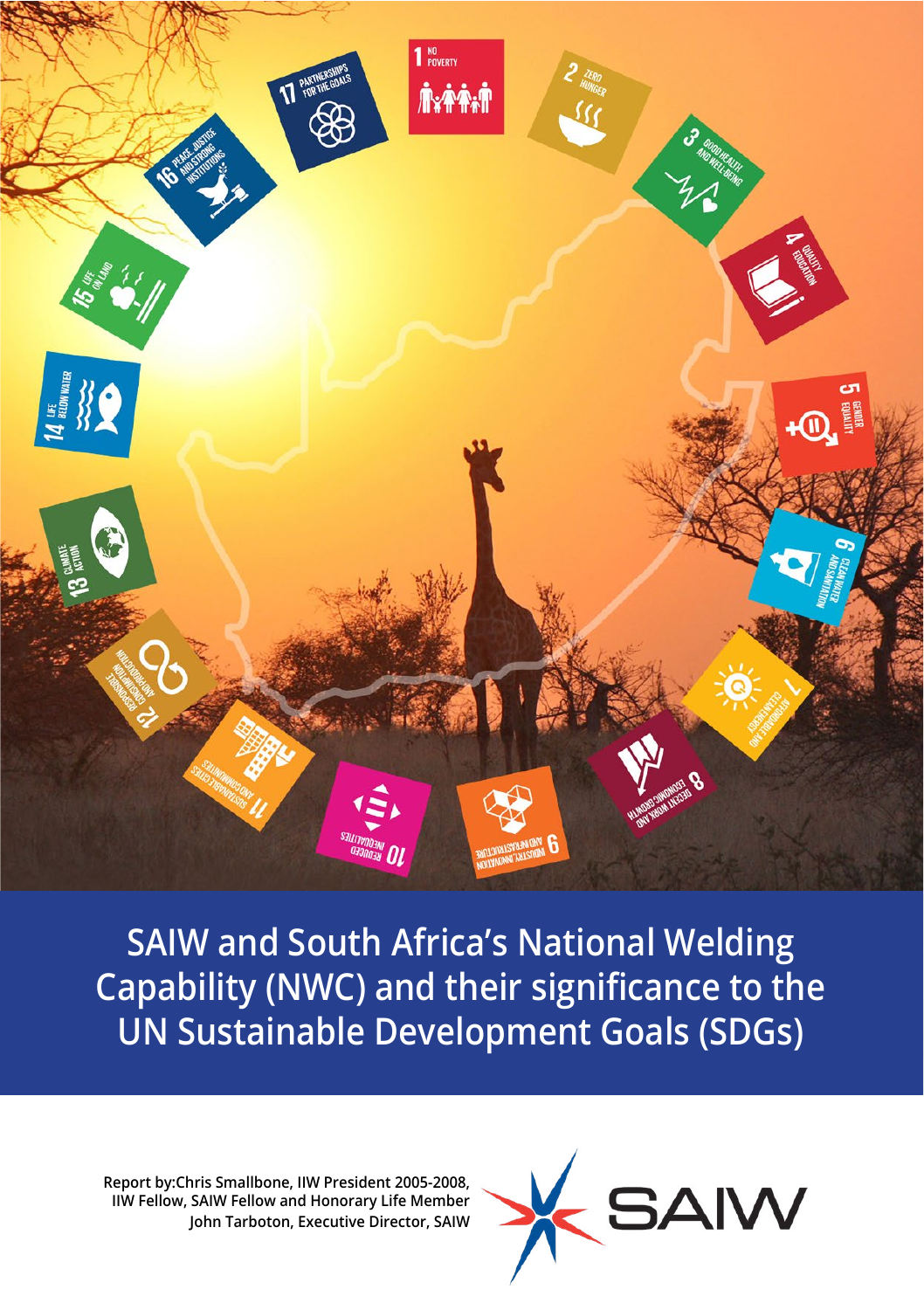# SAIW and South Africa's National Welding Capability (NWC) and their significance to the UN Sustainable Development Goals (SDGs)

Report by: Chris Smallbone, IIW President 2005-2008, IIW Fellow, SAIW Fellow and Honorary Life Member
John Tarboton, Executive Director, SAIW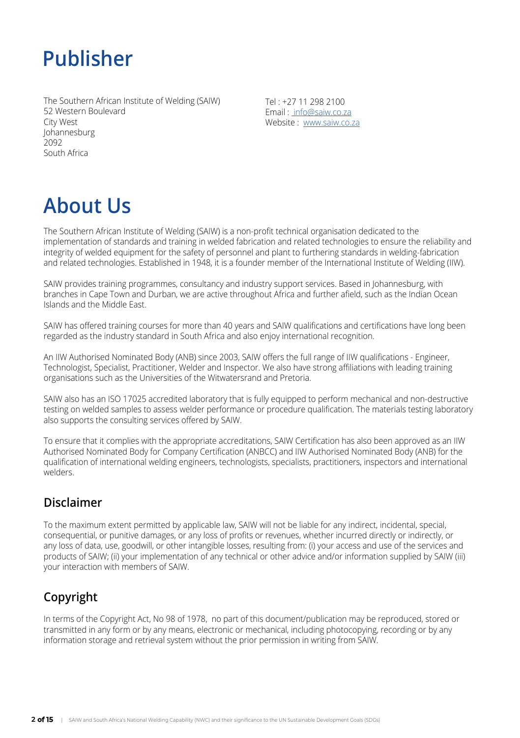# Publisher

The Southern African Institute of Welding (SAIW)
52 Western Boulevard
City West
Johannesburg
2092
South Africa

Tel : +27 11 298 2100
Email : info@saiw.co.za
Website : www.saiw.co.za

# About Us

The Southern African Institute of Welding (SAIW) is a non-profit technical organisation dedicated to the implementation of standards and training in welded fabrication and related technologies to ensure the reliability and integrity of welded equipment for the safety of personnel and plant to furthering standards in welding-fabrication and related technologies. Established in 1948, it is a founder member of the International Institute of Welding (IIW).

SAIW provides training programmes, consultancy and industry support services. Based in Johannesburg, with branches in Cape Town and Durban, we are active throughout Africa and further afield, such as the Indian Ocean Islands and the Middle East.

SAIW has offered training courses for more than 40 years and SAIW qualifications and certifications have long been regarded as the industry standard in South Africa and also enjoy international recognition.

An IIW Authorised Nominated Body (ANB) since 2003, SAIW offers the full range of IIW qualifications - Engineer, Technologist, Specialist, Practitioner, Welder and Inspector. We also have strong affiliations with leading training organisations such as the Universities of the Witwatersrand and Pretoria.

SAIW also has an ISO 17025 accredited laboratory that is fully equipped to perform mechanical and non-destructive testing on welded samples to assess welder performance or procedure qualification. The materials testing laboratory also supports the consulting services offered by SAIW.

To ensure that it complies with the appropriate accreditations, SAIW Certification has also been approved as an IIW Authorised Nominated Body for Company Certification (ANBCC) and IIW Authorised Nominated Body (ANB) for the qualification of international welding engineers, technologists, specialists, practitioners, inspectors and international welders.

## Disclaimer

To the maximum extent permitted by applicable law, SAIW will not be liable for any indirect, incidental, special, consequential, or punitive damages, or any loss of profits or revenues, whether incurred directly or indirectly, or any loss of data, use, goodwill, or other intangible losses, resulting from: (i) your access and use of the services and products of SAIW; (ii) your implementation of any technical or other advice and/or information supplied by SAIW (iii) your interaction with members of SAIW.

## Copyright

In terms of the Copyright Act, No 98 of 1978, no part of this document/publication may be reproduced, stored or transmitted in any form or by any means, electronic or mechanical, including photocopying, recording or by any information storage and retrieval system without the prior permission in writing from SAIW.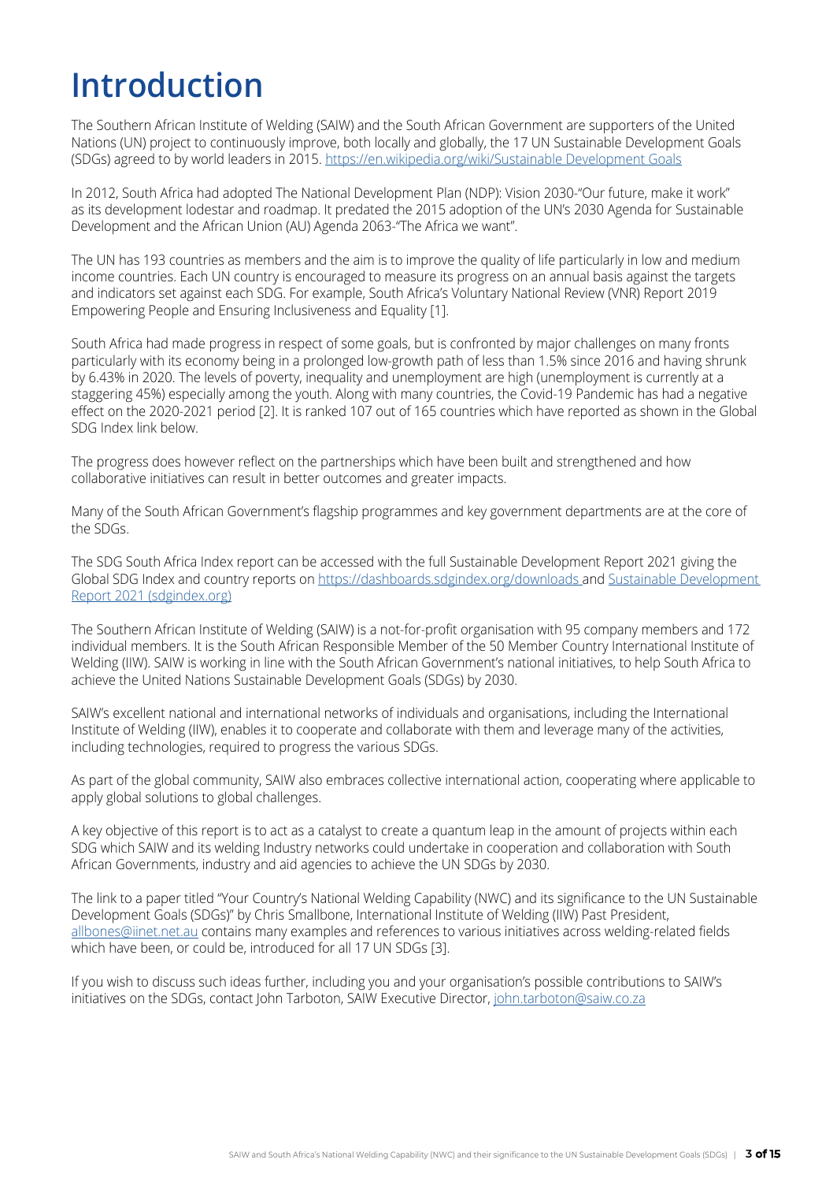# Introduction

The Southern African Institute of Welding (SAIW) and the South African Government are supporters of the United Nations (UN) project to continuously improve, both locally and globally, the 17 UN Sustainable Development Goals (SDGs) agreed to by world leaders in 2015. https://en.wikipedia.org/wiki/Sustainable Development Goals

In 2012, South Africa had adopted The National Development Plan (NDP): Vision 2030-"Our future, make it work" as its development lodestar and roadmap. It predated the 2015 adoption of the UN's 2030 Agenda for Sustainable Development and the African Union (AU) Agenda 2063-"The Africa we want".

The UN has 193 countries as members and the aim is to improve the quality of life particularly in low and medium income countries. Each UN country is encouraged to measure its progress on an annual basis against the targets and indicators set against each SDG. For example, South Africa's Voluntary National Review (VNR) Report 2019 Empowering People and Ensuring Inclusiveness and Equality [1].

South Africa had made progress in respect of some goals, but is confronted by major challenges on many fronts particularly with its economy being in a prolonged low-growth path of less than 1.5% since 2016 and having shrunk by 6.43% in 2020. The levels of poverty, inequality and unemployment are high (unemployment is currently at a staggering 45%) especially among the youth. Along with many countries, the Covid-19 Pandemic has had a negative effect on the 2020-2021 period [2]. It is ranked 107 out of 165 countries which have reported as shown in the Global SDG Index link below.

The progress does however reflect on the partnerships which have been built and strengthened and how collaborative initiatives can result in better outcomes and greater impacts.

Many of the South African Government's flagship programmes and key government departments are at the core of the SDGs.

The SDG South Africa Index report can be accessed with the full Sustainable Development Report 2021 giving the Global SDG Index and country reports on https://dashboards.sdgindex.org/downloads and Sustainable Development Report 2021 (sdgindex.org)

The Southern African Institute of Welding (SAIW) is a not-for-profit organisation with 95 company members and 172 individual members. It is the South African Responsible Member of the 50 Member Country International Institute of Welding (IIW). SAIW is working in line with the South African Government's national initiatives, to help South Africa to achieve the United Nations Sustainable Development Goals (SDGs) by 2030.

SAIW's excellent national and international networks of individuals and organisations, including the International Institute of Welding (IIW), enables it to cooperate and collaborate with them and leverage many of the activities, including technologies, required to progress the various SDGs.

As part of the global community, SAIW also embraces collective international action, cooperating where applicable to apply global solutions to global challenges.

A key objective of this report is to act as a catalyst to create a quantum leap in the amount of projects within each SDG which SAIW and its welding Industry networks could undertake in cooperation and collaboration with South African Governments, industry and aid agencies to achieve the UN SDGs by 2030.

The link to a paper titled "Your Country's National Welding Capability (NWC) and its significance to the UN Sustainable Development Goals (SDGs)" by Chris Smallbone, International Institute of Welding (IIW) Past President, allbones@iinet.net.au contains many examples and references to various initiatives across welding-related fields which have been, or could be, introduced for all 17 UN SDGs [3].

If you wish to discuss such ideas further, including you and your organisation's possible contributions to SAIW's initiatives on the SDGs, contact John Tarboton, SAIW Executive Director, john.tarboton@saiw.co.za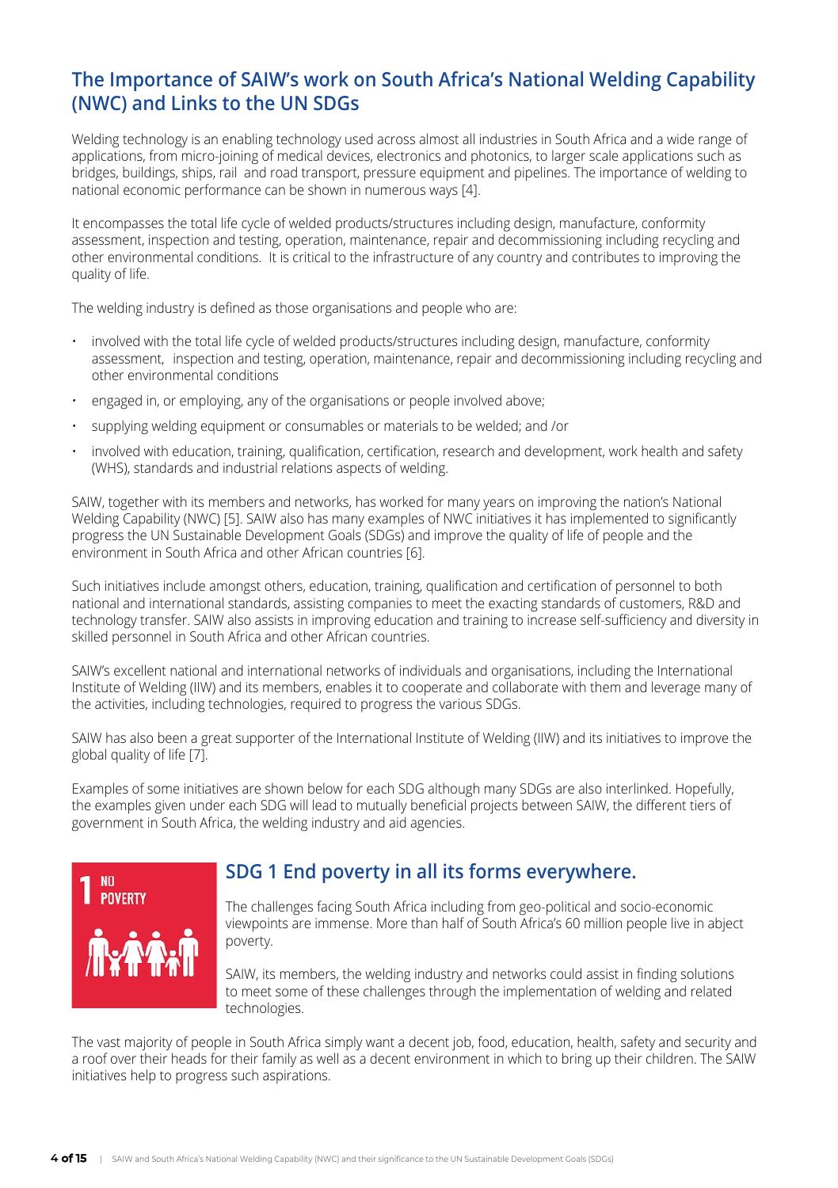## The Importance of SAIW's work on South Africa's National Welding Capability (NWC) and Links to the UN SDGs

Welding technology is an enabling technology used across almost all industries in South Africa and a wide range of applications, from micro-joining of medical devices, electronics and photonics, to larger scale applications such as bridges, buildings, ships, rail and road transport, pressure equipment and pipelines. The importance of welding to national economic performance can be shown in numerous ways [4].

It encompasses the total life cycle of welded products/structures including design, manufacture, conformity assessment, inspection and testing, operation, maintenance, repair and decommissioning including recycling and other environmental conditions. It is critical to the infrastructure of any country and contributes to improving the quality of life.

The welding industry is defined as those organisations and people who are:

- involved with the total life cycle of welded products/structures including design, manufacture, conformity assessment, inspection and testing, operation, maintenance, repair and decommissioning including recycling and other environmental conditions
- engaged in, or employing, any of the organisations or people involved above;
- supplying welding equipment or consumables or materials to be welded; and /or
- involved with education, training, qualification, certification, research and development, work health and safety (WHS), standards and industrial relations aspects of welding.

SAIW, together with its members and networks, has worked for many years on improving the nation's National Welding Capability (NWC) [5]. SAIW also has many examples of NWC initiatives it has implemented to significantly progress the UN Sustainable Development Goals (SDGs) and improve the quality of life of people and the environment in South Africa and other African countries [6].

Such initiatives include amongst others, education, training, qualification and certification of personnel to both national and international standards, assisting companies to meet the exacting standards of customers, R&D and technology transfer. SAIW also assists in improving education and training to increase self-sufficiency and diversity in skilled personnel in South Africa and other African countries.

SAIW's excellent national and international networks of individuals and organisations, including the International Institute of Welding (IIW) and its members, enables it to cooperate and collaborate with them and leverage many of the activities, including technologies, required to progress the various SDGs.

SAIW has also been a great supporter of the International Institute of Welding (IIW) and its initiatives to improve the global quality of life [7].

Examples of some initiatives are shown below for each SDG although many SDGs are also interlinked. Hopefully, the examples given under each SDG will lead to mutually beneficial projects between SAIW, the different tiers of government in South Africa, the welding industry and aid agencies.

1 NO POVERTY

### SDG 1 End poverty in all its forms everywhere.

The challenges facing South Africa including from geo-political and socio-economic viewpoints are immense. More than half of South Africa's 60 million people live in abject poverty.

SAIW, its members, the welding industry and networks could assist in finding solutions to meet some of these challenges through the implementation of welding and related technologies.

The vast majority of people in South Africa simply want a decent job, food, education, health, safety and security and a roof over their heads for their family as well as a decent environment in which to bring up their children. The SAIW initiatives help to progress such aspirations.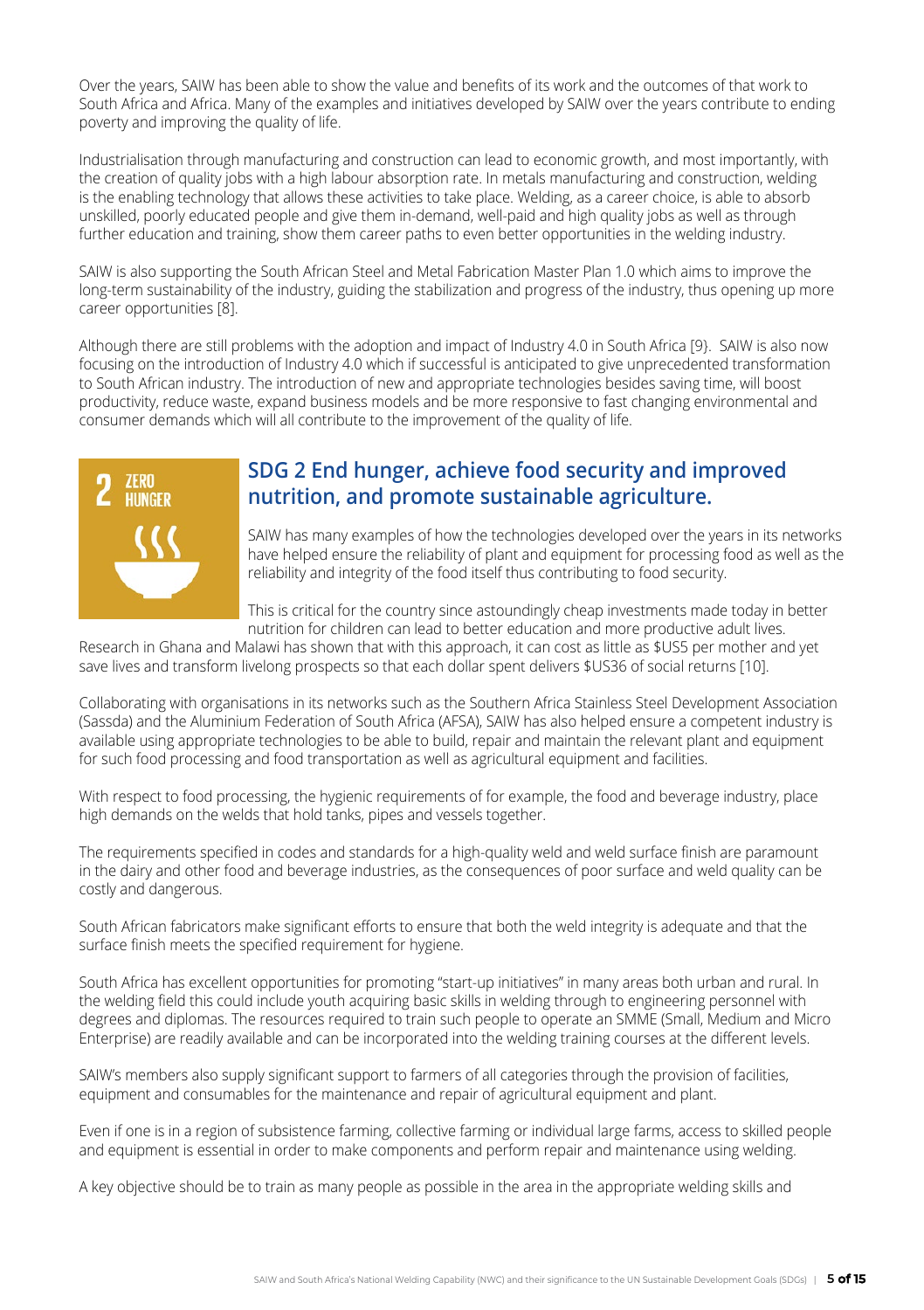Over the years, SAIW has been able to show the value and benefits of its work and the outcomes of that work to South Africa and Africa. Many of the examples and initiatives developed by SAIW over the years contribute to ending poverty and improving the quality of life.

Industrialisation through manufacturing and construction can lead to economic growth, and most importantly, with the creation of quality jobs with a high labour absorption rate. In metals manufacturing and construction, welding is the enabling technology that allows these activities to take place. Welding, as a career choice, is able to absorb unskilled, poorly educated people and give them in-demand, well-paid and high quality jobs as well as through further education and training, show them career paths to even better opportunities in the welding industry.

SAIW is also supporting the South African Steel and Metal Fabrication Master Plan 1.0 which aims to improve the long-term sustainability of the industry, guiding the stabilization and progress of the industry, thus opening up more career opportunities [8].

Although there are still problems with the adoption and impact of Industry 4.0 in South Africa [9}. SAIW is also now focusing on the introduction of Industry 4.0 which if successful is anticipated to give unprecedented transformation to South African industry. The introduction of new and appropriate technologies besides saving time, will boost productivity, reduce waste, expand business models and be more responsive to fast changing environmental and consumer demands which will all contribute to the improvement of the quality of life.

2 ZERO HUNGER

## SDG 2 End hunger, achieve food security and improved nutrition, and promote sustainable agriculture.

SAIW has many examples of how the technologies developed over the years in its networks have helped ensure the reliability of plant and equipment for processing food as well as the reliability and integrity of the food itself thus contributing to food security.

This is critical for the country since astoundingly cheap investments made today in better nutrition for children can lead to better education and more productive adult lives. Research in Ghana and Malawi has shown that with this approach, it can cost as little as $US5 per mother and yet save lives and transform livelong prospects so that each dollar spent delivers $US36 of social returns [10].

Collaborating with organisations in its networks such as the Southern Africa Stainless Steel Development Association (Sassda) and the Aluminium Federation of South Africa (AFSA), SAIW has also helped ensure a competent industry is available using appropriate technologies to be able to build, repair and maintain the relevant plant and equipment for such food processing and food transportation as well as agricultural equipment and facilities.

With respect to food processing, the hygienic requirements of for example, the food and beverage industry, place high demands on the welds that hold tanks, pipes and vessels together.

The requirements specified in codes and standards for a high-quality weld and weld surface finish are paramount in the dairy and other food and beverage industries, as the consequences of poor surface and weld quality can be costly and dangerous.

South African fabricators make significant efforts to ensure that both the weld integrity is adequate and that the surface finish meets the specified requirement for hygiene.

South Africa has excellent opportunities for promoting "start-up initiatives" in many areas both urban and rural. In the welding field this could include youth acquiring basic skills in welding through to engineering personnel with degrees and diplomas. The resources required to train such people to operate an SMME (Small, Medium and Micro Enterprise) are readily available and can be incorporated into the welding training courses at the different levels.

SAIW's members also supply significant support to farmers of all categories through the provision of facilities, equipment and consumables for the maintenance and repair of agricultural equipment and plant.

Even if one is in a region of subsistence farming, collective farming or individual large farms, access to skilled people and equipment is essential in order to make components and perform repair and maintenance using welding.

A key objective should be to train as many people as possible in the area in the appropriate welding skills and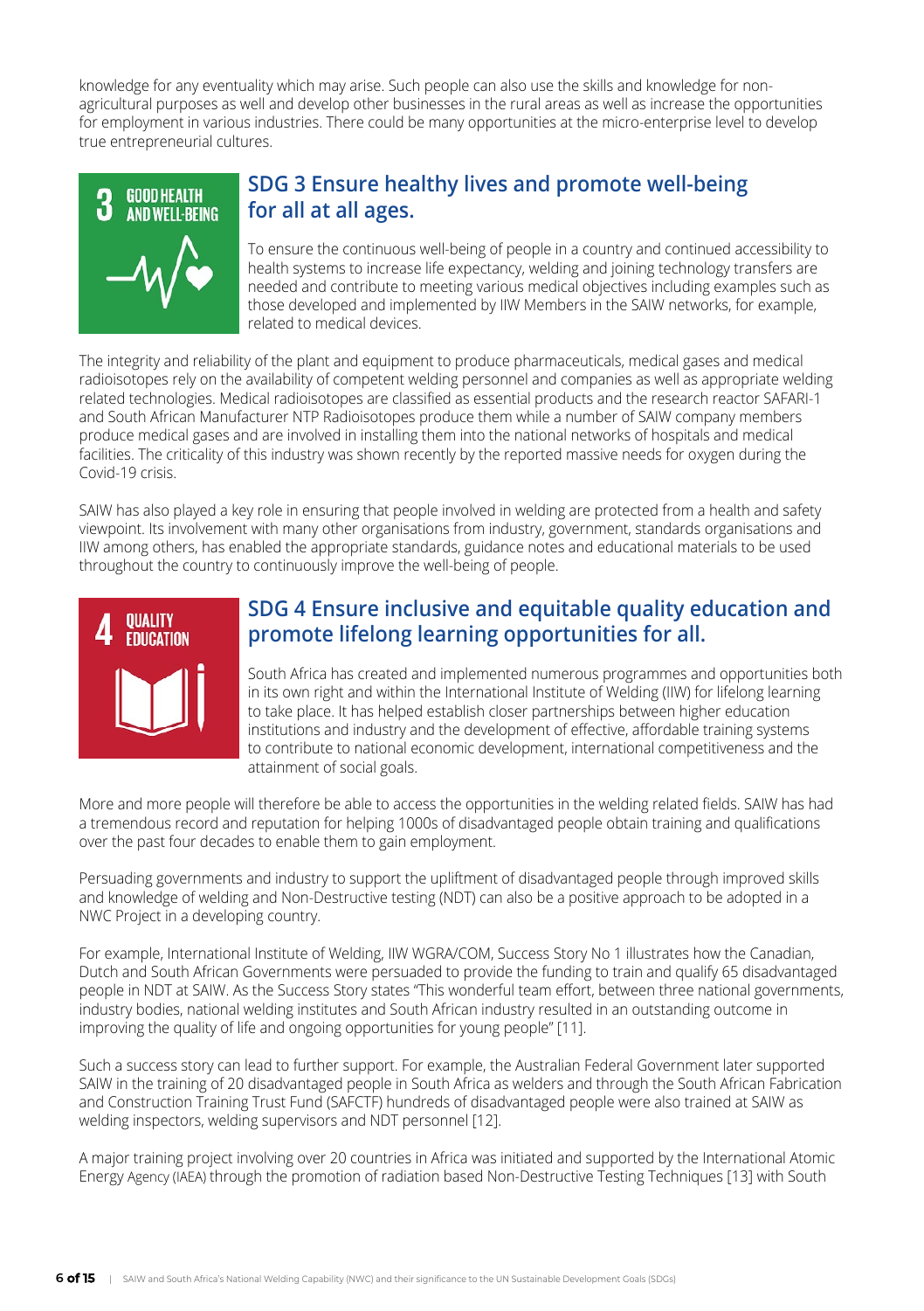knowledge for any eventuality which may arise. Such people can also use the skills and knowledge for non-agricultural purposes as well and develop other businesses in the rural areas as well as increase the opportunities for employment in various industries. There could be many opportunities at the micro-enterprise level to develop true entrepreneurial cultures.

## SDG 3 Ensure healthy lives and promote well-being for all at all ages.

To ensure the continuous well-being of people in a country and continued accessibility to health systems to increase life expectancy, welding and joining technology transfers are needed and contribute to meeting various medical objectives including examples such as those developed and implemented by IIW Members in the SAIW networks, for example, related to medical devices.

The integrity and reliability of the plant and equipment to produce pharmaceuticals, medical gases and medical radioisotopes rely on the availability of competent welding personnel and companies as well as appropriate welding related technologies. Medical radioisotopes are classified as essential products and the research reactor SAFARI-1 and South African Manufacturer NTP Radioisotopes produce them while a number of SAIW company members produce medical gases and are involved in installing them into the national networks of hospitals and medical facilities. The criticality of this industry was shown recently by the reported massive needs for oxygen during the Covid-19 crisis.

SAIW has also played a key role in ensuring that people involved in welding are protected from a health and safety viewpoint. Its involvement with many other organisations from industry, government, standards organisations and IIW among others, has enabled the appropriate standards, guidance notes and educational materials to be used throughout the country to continuously improve the well-being of people.

## SDG 4 Ensure inclusive and equitable quality education and promote lifelong learning opportunities for all.

South Africa has created and implemented numerous programmes and opportunities both in its own right and within the International Institute of Welding (IIW) for lifelong learning to take place. It has helped establish closer partnerships between higher education institutions and industry and the development of effective, affordable training systems to contribute to national economic development, international competitiveness and the attainment of social goals.

More and more people will therefore be able to access the opportunities in the welding related fields. SAIW has had a tremendous record and reputation for helping 1000s of disadvantaged people obtain training and qualifications over the past four decades to enable them to gain employment.

Persuading governments and industry to support the upliftment of disadvantaged people through improved skills and knowledge of welding and Non-Destructive testing (NDT) can also be a positive approach to be adopted in a NWC Project in a developing country.

For example, International Institute of Welding, IIW WGRA/COM, Success Story No 1 illustrates how the Canadian, Dutch and South African Governments were persuaded to provide the funding to train and qualify 65 disadvantaged people in NDT at SAIW. As the Success Story states "This wonderful team effort, between three national governments, industry bodies, national welding institutes and South African industry resulted in an outstanding outcome in improving the quality of life and ongoing opportunities for young people" [11].

Such a success story can lead to further support. For example, the Australian Federal Government later supported SAIW in the training of 20 disadvantaged people in South Africa as welders and through the South African Fabrication and Construction Training Trust Fund (SAFCTF) hundreds of disadvantaged people were also trained at SAIW as welding inspectors, welding supervisors and NDT personnel [12].

A major training project involving over 20 countries in Africa was initiated and supported by the International Atomic Energy Agency (IAEA) through the promotion of radiation based Non-Destructive Testing Techniques [13] with South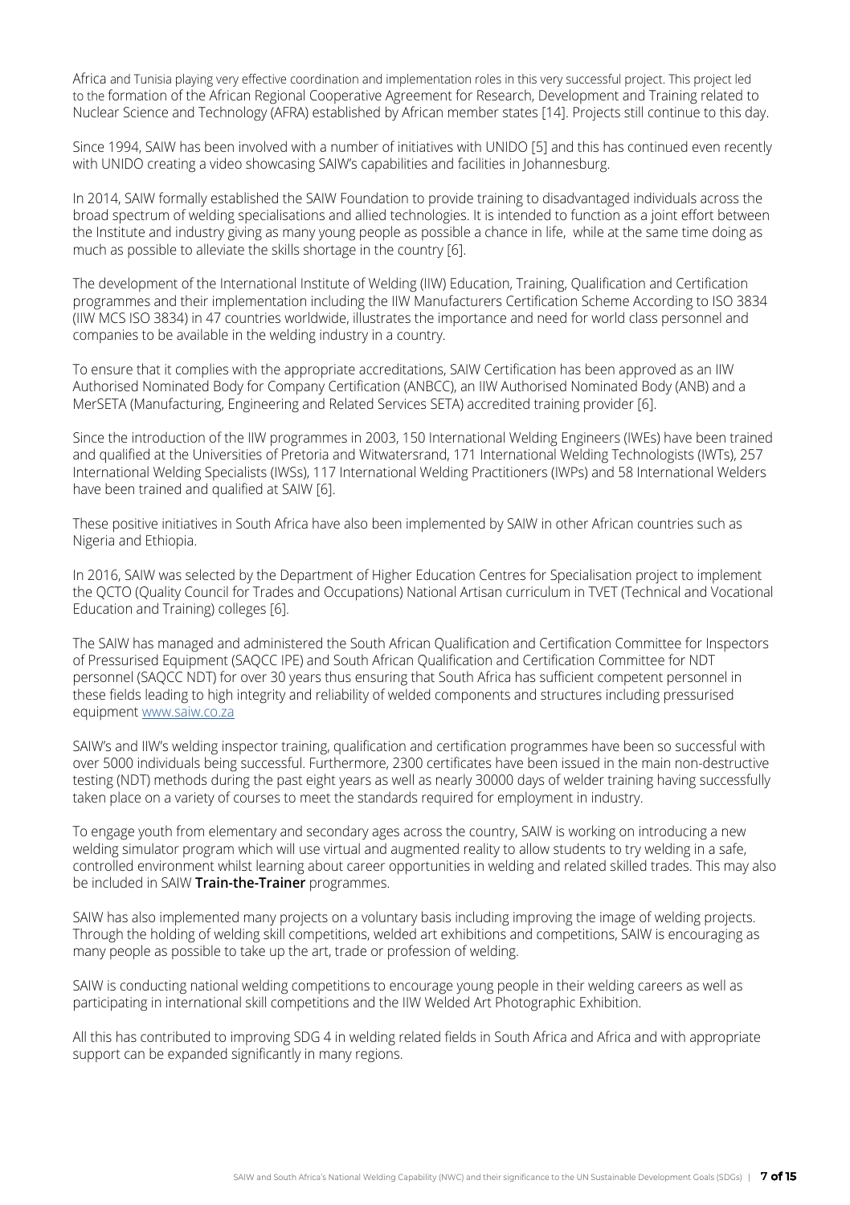Africa and Tunisia playing very effective coordination and implementation roles in this very successful project. This project led to the formation of the African Regional Cooperative Agreement for Research, Development and Training related to Nuclear Science and Technology (AFRA) established by African member states [14]. Projects still continue to this day.

Since 1994, SAIW has been involved with a number of initiatives with UNIDO [5] and this has continued even recently with UNIDO creating a video showcasing SAIW's capabilities and facilities in Johannesburg.

In 2014, SAIW formally established the SAIW Foundation to provide training to disadvantaged individuals across the broad spectrum of welding specialisations and allied technologies. It is intended to function as a joint effort between the Institute and industry giving as many young people as possible a chance in life, while at the same time doing as much as possible to alleviate the skills shortage in the country [6].

The development of the International Institute of Welding (IIW) Education, Training, Qualification and Certification programmes and their implementation including the IIW Manufacturers Certification Scheme According to ISO 3834 (IIW MCS ISO 3834) in 47 countries worldwide, illustrates the importance and need for world class personnel and companies to be available in the welding industry in a country.

To ensure that it complies with the appropriate accreditations, SAIW Certification has been approved as an IIW Authorised Nominated Body for Company Certification (ANBCC), an IIW Authorised Nominated Body (ANB) and a MerSETA (Manufacturing, Engineering and Related Services SETA) accredited training provider [6].

Since the introduction of the IIW programmes in 2003, 150 International Welding Engineers (IWEs) have been trained and qualified at the Universities of Pretoria and Witwatersrand, 171 International Welding Technologists (IWTs), 257 International Welding Specialists (IWSs), 117 International Welding Practitioners (IWPs) and 58 International Welders have been trained and qualified at SAIW [6].

These positive initiatives in South Africa have also been implemented by SAIW in other African countries such as Nigeria and Ethiopia.

In 2016, SAIW was selected by the Department of Higher Education Centres for Specialisation project to implement the QCTO (Quality Council for Trades and Occupations) National Artisan curriculum in TVET (Technical and Vocational Education and Training) colleges [6].

The SAIW has managed and administered the South African Qualification and Certification Committee for Inspectors of Pressurised Equipment (SAQCC IPE) and South African Qualification and Certification Committee for NDT personnel (SAQCC NDT) for over 30 years thus ensuring that South Africa has sufficient competent personnel in these fields leading to high integrity and reliability of welded components and structures including pressurised equipment [www.saiw.co.za](http://www.saiw.co.za)

SAIW's and IIW's welding inspector training, qualification and certification programmes have been so successful with over 5000 individuals being successful. Furthermore, 2300 certificates have been issued in the main non-destructive testing (NDT) methods during the past eight years as well as nearly 30000 days of welder training having successfully taken place on a variety of courses to meet the standards required for employment in industry.

To engage youth from elementary and secondary ages across the country, SAIW is working on introducing a new welding simulator program which will use virtual and augmented reality to allow students to try welding in a safe, controlled environment whilst learning about career opportunities in welding and related skilled trades. This may also be included in SAIW **Train-the-Trainer** programmes.

SAIW has also implemented many projects on a voluntary basis including improving the image of welding projects. Through the holding of welding skill competitions, welded art exhibitions and competitions, SAIW is encouraging as many people as possible to take up the art, trade or profession of welding.

SAIW is conducting national welding competitions to encourage young people in their welding careers as well as participating in international skill competitions and the IIW Welded Art Photographic Exhibition.

All this has contributed to improving SDG 4 in welding related fields in South Africa and Africa and with appropriate support can be expanded significantly in many regions.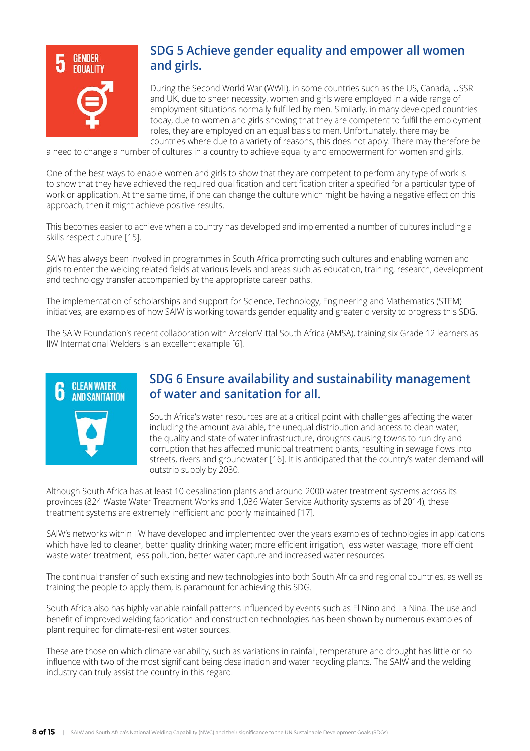## SDG 5 Achieve gender equality and empower all women and girls.

During the Second World War (WWII), in some countries such as the US, Canada, USSR and UK, due to sheer necessity, women and girls were employed in a wide range of employment situations normally fulfilled by men. Similarly, in many developed countries today, due to women and girls showing that they are competent to fulfil the employment roles, they are employed on an equal basis to men. Unfortunately, there may be countries where due to a variety of reasons, this does not apply. There may therefore be a need to change a number of cultures in a country to achieve equality and empowerment for women and girls.

One of the best ways to enable women and girls to show that they are competent to perform any type of work is to show that they have achieved the required qualification and certification criteria specified for a particular type of work or application. At the same time, if one can change the culture which might be having a negative effect on this approach, then it might achieve positive results.

This becomes easier to achieve when a country has developed and implemented a number of cultures including a skills respect culture [15].

SAIW has always been involved in programmes in South Africa promoting such cultures and enabling women and girls to enter the welding related fields at various levels and areas such as education, training, research, development and technology transfer accompanied by the appropriate career paths.

The implementation of scholarships and support for Science, Technology, Engineering and Mathematics (STEM) initiatives, are examples of how SAIW is working towards gender equality and greater diversity to progress this SDG.

The SAIW Foundation's recent collaboration with ArcelorMittal South Africa (AMSA), training six Grade 12 learners as IIW International Welders is an excellent example [6].

## SDG 6 Ensure availability and sustainability management of water and sanitation for all.

South Africa's water resources are at a critical point with challenges affecting the water including the amount available, the unequal distribution and access to clean water, the quality and state of water infrastructure, droughts causing towns to run dry and corruption that has affected municipal treatment plants, resulting in sewage flows into streets, rivers and groundwater [16]. It is anticipated that the country's water demand will outstrip supply by 2030.

Although South Africa has at least 10 desalination plants and around 2000 water treatment systems across its provinces (824 Waste Water Treatment Works and 1,036 Water Service Authority systems as of 2014), these treatment systems are extremely inefficient and poorly maintained [17].

SAIW's networks within IIW have developed and implemented over the years examples of technologies in applications which have led to cleaner, better quality drinking water; more efficient irrigation, less water wastage, more efficient waste water treatment, less pollution, better water capture and increased water resources.

The continual transfer of such existing and new technologies into both South Africa and regional countries, as well as training the people to apply them, is paramount for achieving this SDG.

South Africa also has highly variable rainfall patterns influenced by events such as El Nino and La Nina. The use and benefit of improved welding fabrication and construction technologies has been shown by numerous examples of plant required for climate-resilient water sources.

These are those on which climate variability, such as variations in rainfall, temperature and drought has little or no influence with two of the most significant being desalination and water recycling plants. The SAIW and the welding industry can truly assist the country in this regard.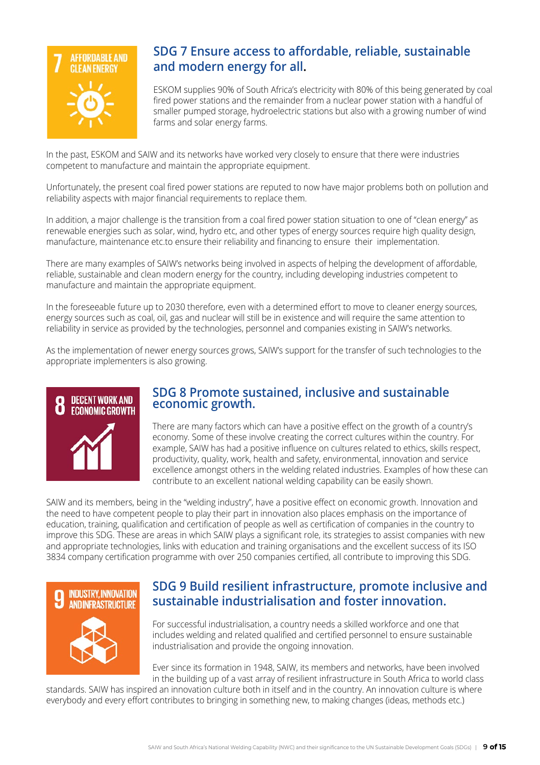## SDG 7 Ensure access to affordable, reliable, sustainable and modern energy for all.

ESKOM supplies 90% of South Africa's electricity with 80% of this being generated by coal fired power stations and the remainder from a nuclear power station with a handful of smaller pumped storage, hydroelectric stations but also with a growing number of wind farms and solar energy farms.

In the past, ESKOM and SAIW and its networks have worked very closely to ensure that there were industries competent to manufacture and maintain the appropriate equipment.

Unfortunately, the present coal fired power stations are reputed to now have major problems both on pollution and reliability aspects with major financial requirements to replace them.

In addition, a major challenge is the transition from a coal fired power station situation to one of "clean energy" as renewable energies such as solar, wind, hydro etc, and other types of energy sources require high quality design, manufacture, maintenance etc.to ensure their reliability and financing to ensure their implementation.

There are many examples of SAIW's networks being involved in aspects of helping the development of affordable, reliable, sustainable and clean modern energy for the country, including developing industries competent to manufacture and maintain the appropriate equipment.

In the foreseeable future up to 2030 therefore, even with a determined effort to move to cleaner energy sources, energy sources such as coal, oil, gas and nuclear will still be in existence and will require the same attention to reliability in service as provided by the technologies, personnel and companies existing in SAIW's networks.

As the implementation of newer energy sources grows, SAIW's support for the transfer of such technologies to the appropriate implementers is also growing.

## SDG 8 Promote sustained, inclusive and sustainable economic growth.

There are many factors which can have a positive effect on the growth of a country's economy. Some of these involve creating the correct cultures within the country. For example, SAIW has had a positive influence on cultures related to ethics, skills respect, productivity, quality, work, health and safety, environmental, innovation and service excellence amongst others in the welding related industries. Examples of how these can contribute to an excellent national welding capability can be easily shown.

SAIW and its members, being in the "welding industry", have a positive effect on economic growth. Innovation and the need to have competent people to play their part in innovation also places emphasis on the importance of education, training, qualification and certification of people as well as certification of companies in the country to improve this SDG. These are areas in which SAIW plays a significant role, its strategies to assist companies with new and appropriate technologies, links with education and training organisations and the excellent success of its ISO 3834 company certification programme with over 250 companies certified, all contribute to improving this SDG.

## SDG 9 Build resilient infrastructure, promote inclusive and sustainable industrialisation and foster innovation.

For successful industrialisation, a country needs a skilled workforce and one that includes welding and related qualified and certified personnel to ensure sustainable industrialisation and provide the ongoing innovation.

Ever since its formation in 1948, SAIW, its members and networks, have been involved in the building up of a vast array of resilient infrastructure in South Africa to world class standards. SAIW has inspired an innovation culture both in itself and in the country. An innovation culture is where everybody and every effort contributes to bringing in something new, to making changes (ideas, methods etc.)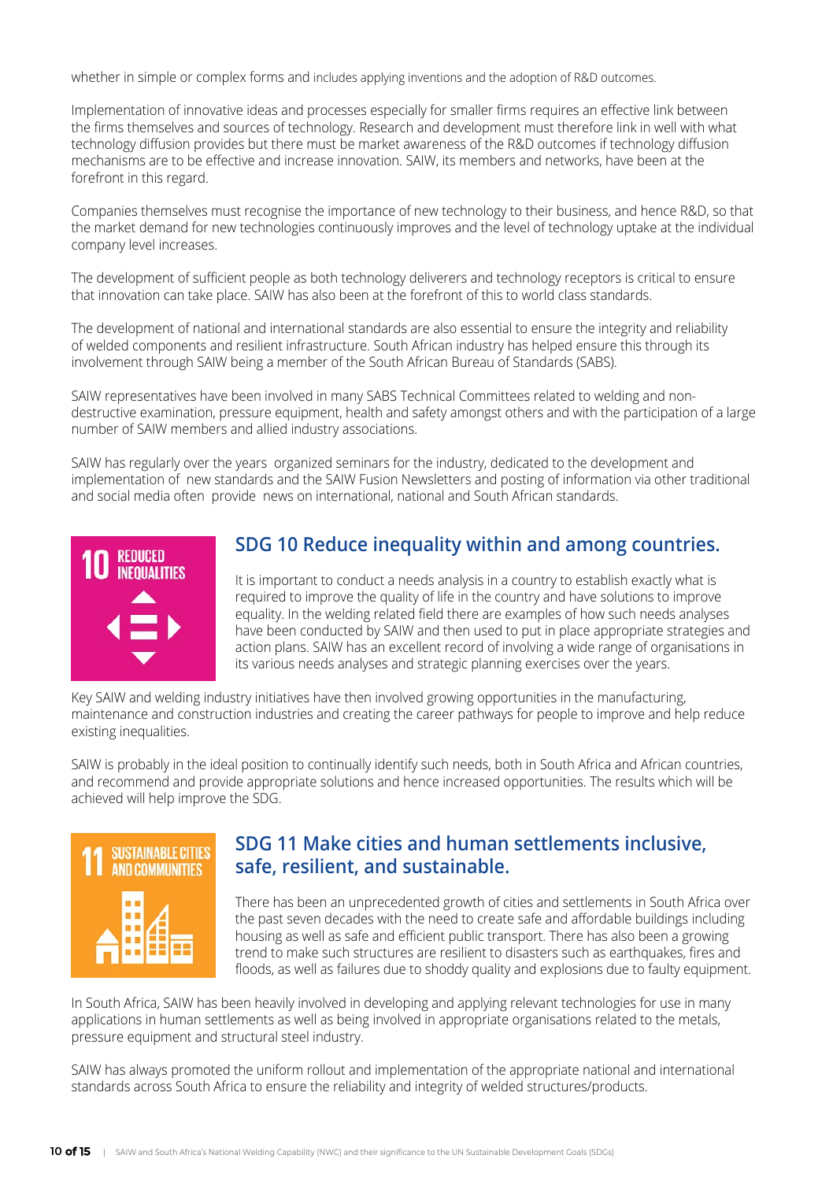whether in simple or complex forms and includes applying inventions and the adoption of R&D outcomes.

Implementation of innovative ideas and processes especially for smaller firms requires an effective link between the firms themselves and sources of technology. Research and development must therefore link in well with what technology diffusion provides but there must be market awareness of the R&D outcomes if technology diffusion mechanisms are to be effective and increase innovation. SAIW, its members and networks, have been at the forefront in this regard.

Companies themselves must recognise the importance of new technology to their business, and hence R&D, so that the market demand for new technologies continuously improves and the level of technology uptake at the individual company level increases.

The development of sufficient people as both technology deliverers and technology receptors is critical to ensure that innovation can take place. SAIW has also been at the forefront of this to world class standards.

The development of national and international standards are also essential to ensure the integrity and reliability of welded components and resilient infrastructure. South African industry has helped ensure this through its involvement through SAIW being a member of the South African Bureau of Standards (SABS).

SAIW representatives have been involved in many SABS Technical Committees related to welding and non-destructive examination, pressure equipment, health and safety amongst others and with the participation of a large number of SAIW members and allied industry associations.

SAIW has regularly over the years organized seminars for the industry, dedicated to the development and implementation of new standards and the SAIW Fusion Newsletters and posting of information via other traditional and social media often provide news on international, national and South African standards.

10 REDUCED INEQUALITIES

## SDG 10 Reduce inequality within and among countries.

It is important to conduct a needs analysis in a country to establish exactly what is required to improve the quality of life in the country and have solutions to improve equality. In the welding related field there are examples of how such needs analyses have been conducted by SAIW and then used to put in place appropriate strategies and action plans. SAIW has an excellent record of involving a wide range of organisations in its various needs analyses and strategic planning exercises over the years.

Key SAIW and welding industry initiatives have then involved growing opportunities in the manufacturing, maintenance and construction industries and creating the career pathways for people to improve and help reduce existing inequalities.

SAIW is probably in the ideal position to continually identify such needs, both in South Africa and African countries, and recommend and provide appropriate solutions and hence increased opportunities. The results which will be achieved will help improve the SDG.

11 SUSTAINABLE CITIES AND COMMUNITIES

## SDG 11 Make cities and human settlements inclusive, safe, resilient, and sustainable.

There has been an unprecedented growth of cities and settlements in South Africa over the past seven decades with the need to create safe and affordable buildings including housing as well as safe and efficient public transport. There has also been a growing trend to make such structures are resilient to disasters such as earthquakes, fires and floods, as well as failures due to shoddy quality and explosions due to faulty equipment.

In South Africa, SAIW has been heavily involved in developing and applying relevant technologies for use in many applications in human settlements as well as being involved in appropriate organisations related to the metals, pressure equipment and structural steel industry.

SAIW has always promoted the uniform rollout and implementation of the appropriate national and international standards across South Africa to ensure the reliability and integrity of welded structures/products.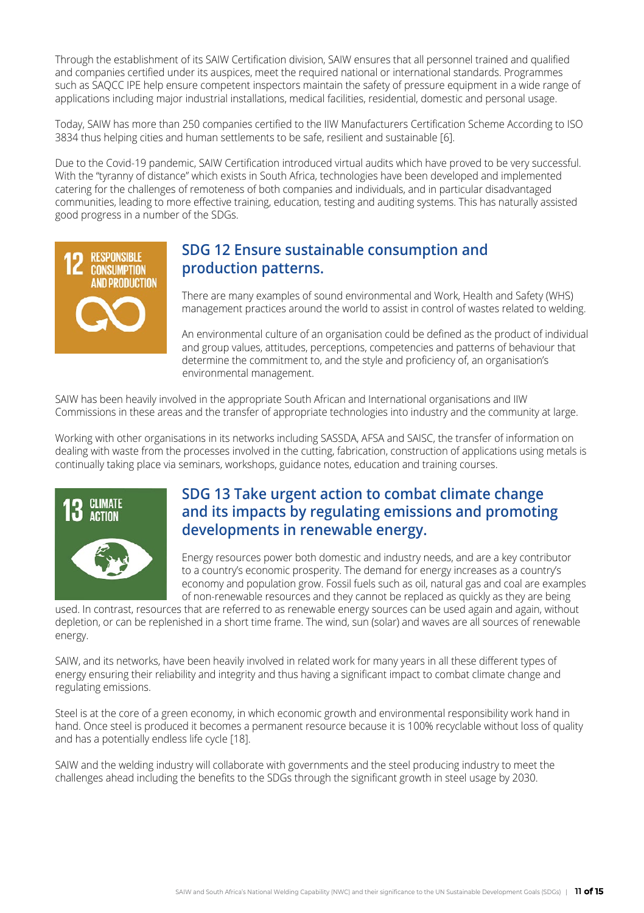Through the establishment of its SAIW Certification division, SAIW ensures that all personnel trained and qualified and companies certified under its auspices, meet the required national or international standards. Programmes such as SAQCC IPE help ensure competent inspectors maintain the safety of pressure equipment in a wide range of applications including major industrial installations, medical facilities, residential, domestic and personal usage.

Today, SAIW has more than 250 companies certified to the IIW Manufacturers Certification Scheme According to ISO 3834 thus helping cities and human settlements to be safe, resilient and sustainable [6].

Due to the Covid-19 pandemic, SAIW Certification introduced virtual audits which have proved to be very successful. With the "tyranny of distance" which exists in South Africa, technologies have been developed and implemented catering for the challenges of remoteness of both companies and individuals, and in particular disadvantaged communities, leading to more effective training, education, testing and auditing systems. This has naturally assisted good progress in a number of the SDGs.

## SDG 12 Ensure sustainable consumption and production patterns.

There are many examples of sound environmental and Work, Health and Safety (WHS) management practices around the world to assist in control of wastes related to welding.

An environmental culture of an organisation could be defined as the product of individual and group values, attitudes, perceptions, competencies and patterns of behaviour that determine the commitment to, and the style and proficiency of, an organisation's environmental management.

SAIW has been heavily involved in the appropriate South African and International organisations and IIW Commissions in these areas and the transfer of appropriate technologies into industry and the community at large.

Working with other organisations in its networks including SASSDA, AFSA and SAISC, the transfer of information on dealing with waste from the processes involved in the cutting, fabrication, construction of applications using metals is continually taking place via seminars, workshops, guidance notes, education and training courses.

## SDG 13 Take urgent action to combat climate change and its impacts by regulating emissions and promoting developments in renewable energy.

Energy resources power both domestic and industry needs, and are a key contributor to a country's economic prosperity. The demand for energy increases as a country's economy and population grow. Fossil fuels such as oil, natural gas and coal are examples of non-renewable resources and they cannot be replaced as quickly as they are being used. In contrast, resources that are referred to as renewable energy sources can be used again and again, without depletion, or can be replenished in a short time frame. The wind, sun (solar) and waves are all sources of renewable energy.

SAIW, and its networks, have been heavily involved in related work for many years in all these different types of energy ensuring their reliability and integrity and thus having a significant impact to combat climate change and regulating emissions.

Steel is at the core of a green economy, in which economic growth and environmental responsibility work hand in hand. Once steel is produced it becomes a permanent resource because it is 100% recyclable without loss of quality and has a potentially endless life cycle [18].

SAIW and the welding industry will collaborate with governments and the steel producing industry to meet the challenges ahead including the benefits to the SDGs through the significant growth in steel usage by 2030.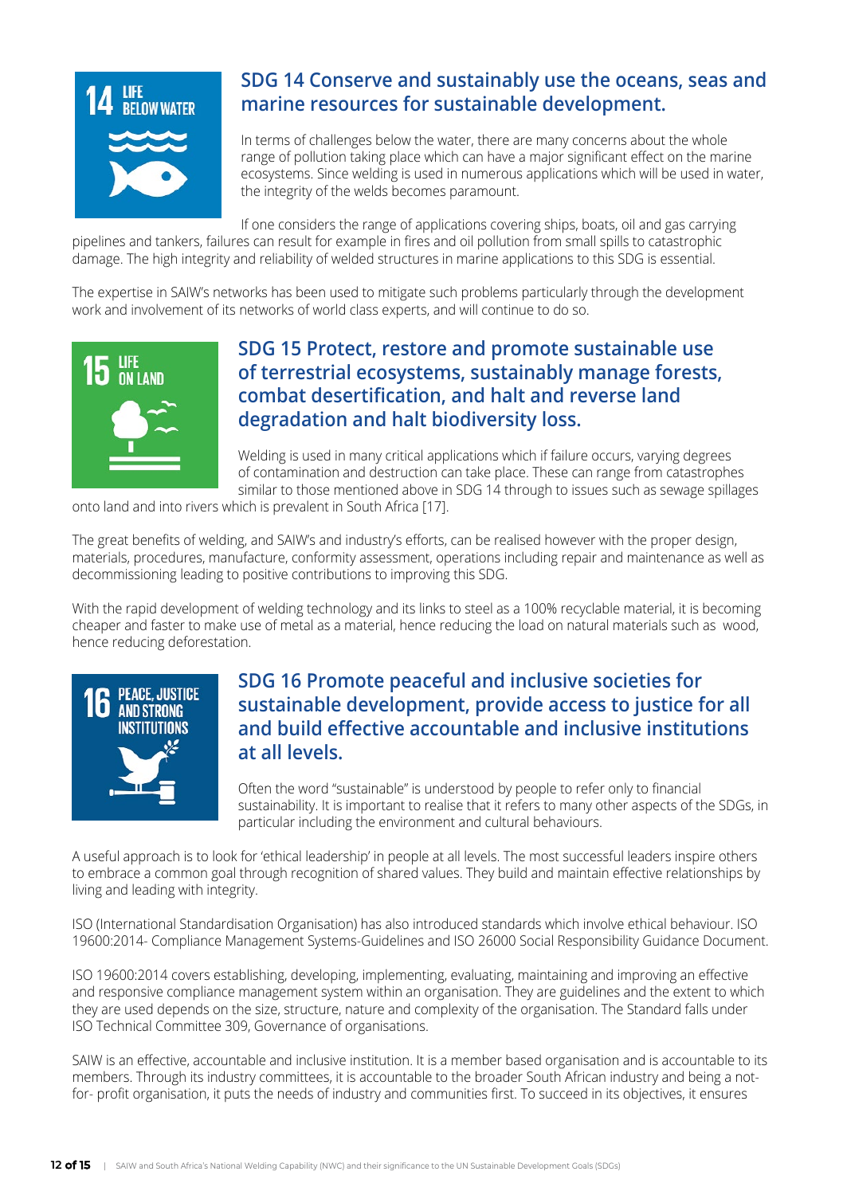## SDG 14 Conserve and sustainably use the oceans, seas and marine resources for sustainable development.

In terms of challenges below the water, there are many concerns about the whole range of pollution taking place which can have a major significant effect on the marine ecosystems. Since welding is used in numerous applications which will be used in water, the integrity of the welds becomes paramount.

If one considers the range of applications covering ships, boats, oil and gas carrying pipelines and tankers, failures can result for example in fires and oil pollution from small spills to catastrophic damage. The high integrity and reliability of welded structures in marine applications to this SDG is essential.

The expertise in SAIW's networks has been used to mitigate such problems particularly through the development work and involvement of its networks of world class experts, and will continue to do so.

## SDG 15 Protect, restore and promote sustainable use of terrestrial ecosystems, sustainably manage forests, combat desertification, and halt and reverse land degradation and halt biodiversity loss.

Welding is used in many critical applications which if failure occurs, varying degrees of contamination and destruction can take place. These can range from catastrophes similar to those mentioned above in SDG 14 through to issues such as sewage spillages onto land and into rivers which is prevalent in South Africa [17].

The great benefits of welding, and SAIW's and industry's efforts, can be realised however with the proper design, materials, procedures, manufacture, conformity assessment, operations including repair and maintenance as well as decommissioning leading to positive contributions to improving this SDG.

With the rapid development of welding technology and its links to steel as a 100% recyclable material, it is becoming cheaper and faster to make use of metal as a material, hence reducing the load on natural materials such as wood, hence reducing deforestation.

## SDG 16 Promote peaceful and inclusive societies for sustainable development, provide access to justice for all and build effective accountable and inclusive institutions at all levels.

Often the word "sustainable" is understood by people to refer only to financial sustainability. It is important to realise that it refers to many other aspects of the SDGs, in particular including the environment and cultural behaviours.

A useful approach is to look for 'ethical leadership' in people at all levels. The most successful leaders inspire others to embrace a common goal through recognition of shared values. They build and maintain effective relationships by living and leading with integrity.

ISO (International Standardisation Organisation) has also introduced standards which involve ethical behaviour. ISO 19600:2014- Compliance Management Systems-Guidelines and ISO 26000 Social Responsibility Guidance Document.

ISO 19600:2014 covers establishing, developing, implementing, evaluating, maintaining and improving an effective and responsive compliance management system within an organisation. They are guidelines and the extent to which they are used depends on the size, structure, nature and complexity of the organisation. The Standard falls under ISO Technical Committee 309, Governance of organisations.

SAIW is an effective, accountable and inclusive institution. It is a member based organisation and is accountable to its members. Through its industry committees, it is accountable to the broader South African industry and being a not-for- profit organisation, it puts the needs of industry and communities first. To succeed in its objectives, it ensures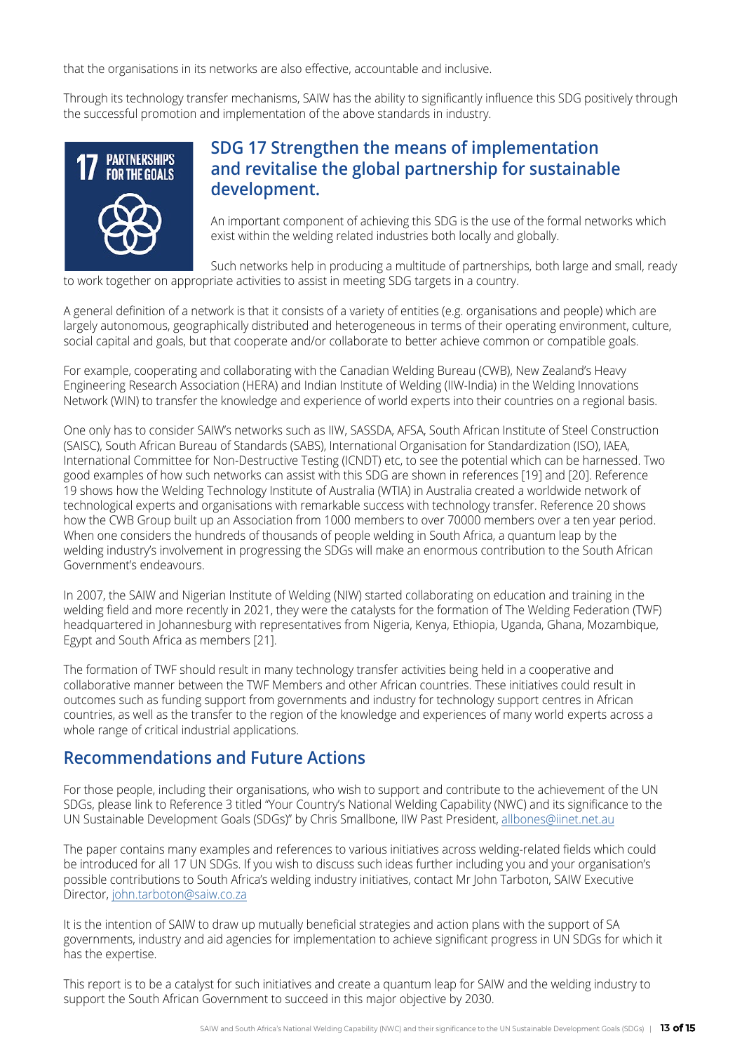that the organisations in its networks are also effective, accountable and inclusive.

Through its technology transfer mechanisms, SAIW has the ability to significantly influence this SDG positively through the successful promotion and implementation of the above standards in industry.

## SDG 17 Strengthen the means of implementation and revitalise the global partnership for sustainable development.

An important component of achieving this SDG is the use of the formal networks which exist within the welding related industries both locally and globally.

Such networks help in producing a multitude of partnerships, both large and small, ready to work together on appropriate activities to assist in meeting SDG targets in a country.

A general definition of a network is that it consists of a variety of entities (e.g. organisations and people) which are largely autonomous, geographically distributed and heterogeneous in terms of their operating environment, culture, social capital and goals, but that cooperate and/or collaborate to better achieve common or compatible goals.

For example, cooperating and collaborating with the Canadian Welding Bureau (CWB), New Zealand's Heavy Engineering Research Association (HERA) and Indian Institute of Welding (IIW-India) in the Welding Innovations Network (WIN) to transfer the knowledge and experience of world experts into their countries on a regional basis.

One only has to consider SAIW's networks such as IIW, SASSDA, AFSA, South African Institute of Steel Construction (SAISC), South African Bureau of Standards (SABS), International Organisation for Standardization (ISO), IAEA, International Committee for Non-Destructive Testing (ICNDT) etc, to see the potential which can be harnessed. Two good examples of how such networks can assist with this SDG are shown in references [19] and [20]. Reference 19 shows how the Welding Technology Institute of Australia (WTIA) in Australia created a worldwide network of technological experts and organisations with remarkable success with technology transfer. Reference 20 shows how the CWB Group built up an Association from 1000 members to over 70000 members over a ten year period. When one considers the hundreds of thousands of people welding in South Africa, a quantum leap by the welding industry's involvement in progressing the SDGs will make an enormous contribution to the South African Government's endeavours.

In 2007, the SAIW and Nigerian Institute of Welding (NIW) started collaborating on education and training in the welding field and more recently in 2021, they were the catalysts for the formation of The Welding Federation (TWF) headquartered in Johannesburg with representatives from Nigeria, Kenya, Ethiopia, Uganda, Ghana, Mozambique, Egypt and South Africa as members [21].

The formation of TWF should result in many technology transfer activities being held in a cooperative and collaborative manner between the TWF Members and other African countries. These initiatives could result in outcomes such as funding support from governments and industry for technology support centres in African countries, as well as the transfer to the region of the knowledge and experiences of many world experts across a whole range of critical industrial applications.

## Recommendations and Future Actions

For those people, including their organisations, who wish to support and contribute to the achievement of the UN SDGs, please link to Reference 3 titled "Your Country's National Welding Capability (NWC) and its significance to the UN Sustainable Development Goals (SDGs)" by Chris Smallbone, IIW Past President, allbones@iinet.net.au

The paper contains many examples and references to various initiatives across welding-related fields which could be introduced for all 17 UN SDGs. If you wish to discuss such ideas further including you and your organisation's possible contributions to South Africa's welding industry initiatives, contact Mr John Tarboton, SAIW Executive Director, john.tarboton@saiw.co.za

It is the intention of SAIW to draw up mutually beneficial strategies and action plans with the support of SA governments, industry and aid agencies for implementation to achieve significant progress in UN SDGs for which it has the expertise.

This report is to be a catalyst for such initiatives and create a quantum leap for SAIW and the welding industry to support the South African Government to succeed in this major objective by 2030.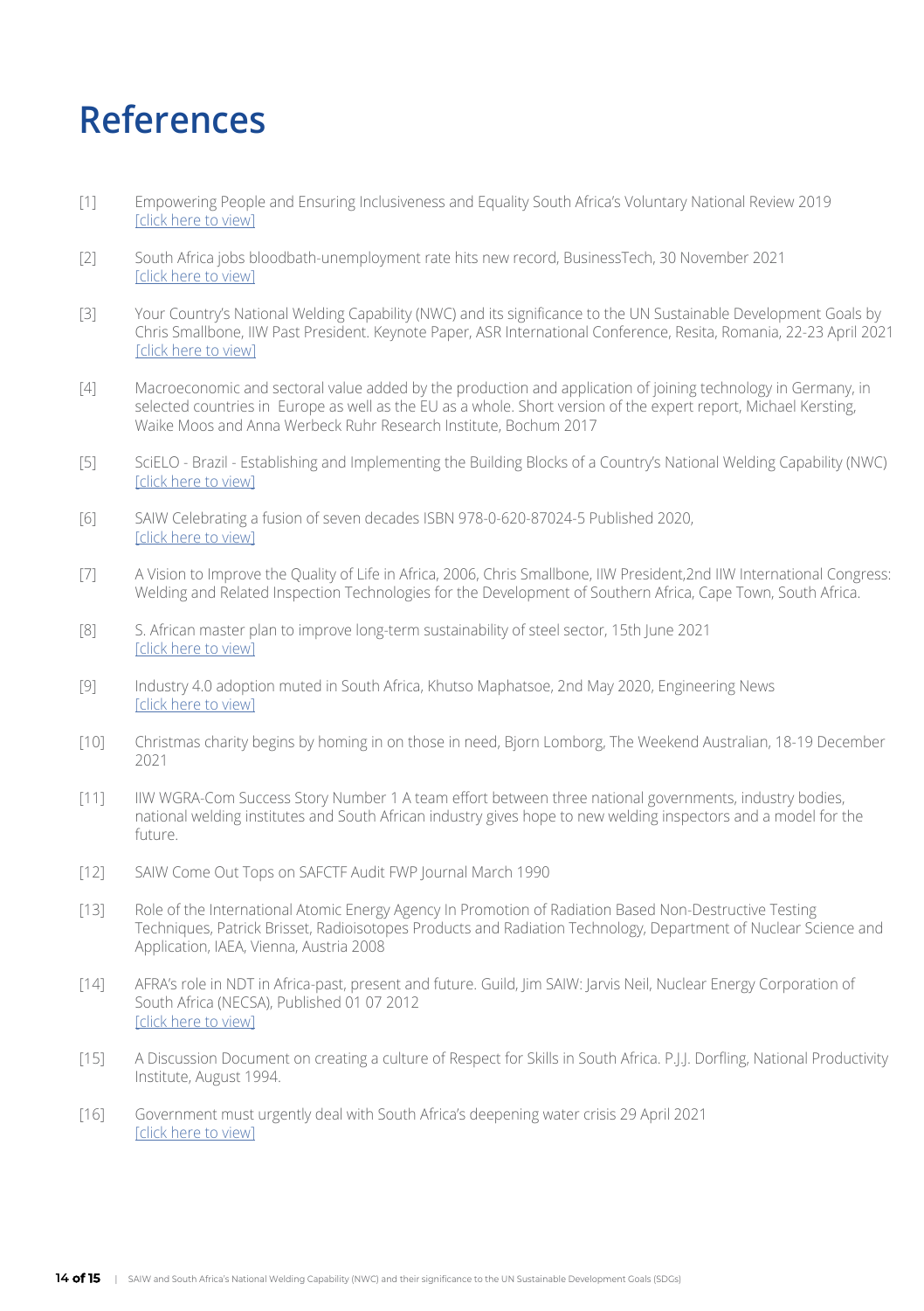# References

[1] Empowering People and Ensuring Inclusiveness and Equality South Africa's Voluntary National Review 2019 [click here to view]

[2] South Africa jobs bloodbath-unemployment rate hits new record, BusinessTech, 30 November 2021 [click here to view]

[3] Your Country's National Welding Capability (NWC) and its significance to the UN Sustainable Development Goals by Chris Smallbone, IIW Past President. Keynote Paper, ASR International Conference, Resita, Romania, 22-23 April 2021 [click here to view]

[4] Macroeconomic and sectoral value added by the production and application of joining technology in Germany, in selected countries in Europe as well as the EU as a whole. Short version of the expert report, Michael Kersting, Waike Moos and Anna Werbeck Ruhr Research Institute, Bochum 2017

[5] SciELO - Brazil - Establishing and Implementing the Building Blocks of a Country's National Welding Capability (NWC) [click here to view]

[6] SAIW Celebrating a fusion of seven decades ISBN 978-0-620-87024-5 Published 2020, [click here to view]

[7] A Vision to Improve the Quality of Life in Africa, 2006, Chris Smallbone, IIW President,2nd IIW International Congress: Welding and Related Inspection Technologies for the Development of Southern Africa, Cape Town, South Africa.

[8] S. African master plan to improve long-term sustainability of steel sector, 15th June 2021 [click here to view]

[9] Industry 4.0 adoption muted in South Africa, Khutso Maphatsoe, 2nd May 2020, Engineering News [click here to view]

[10] Christmas charity begins by homing in on those in need, Bjorn Lomborg, The Weekend Australian, 18-19 December 2021

[11] IIW WGRA-Com Success Story Number 1 A team effort between three national governments, industry bodies, national welding institutes and South African industry gives hope to new welding inspectors and a model for the future.

[12] SAIW Come Out Tops on SAFCTF Audit FWP Journal March 1990

[13] Role of the International Atomic Energy Agency In Promotion of Radiation Based Non-Destructive Testing Techniques, Patrick Brisset, Radioisotopes Products and Radiation Technology, Department of Nuclear Science and Application, IAEA, Vienna, Austria 2008

[14] AFRA's role in NDT in Africa-past, present and future. Guild, Jim SAIW: Jarvis Neil, Nuclear Energy Corporation of South Africa (NECSA), Published 01 07 2012 [click here to view]

[15] A Discussion Document on creating a culture of Respect for Skills in South Africa. P.J.J. Dorfling, National Productivity Institute, August 1994.

[16] Government must urgently deal with South Africa's deepening water crisis 29 April 2021 [click here to view]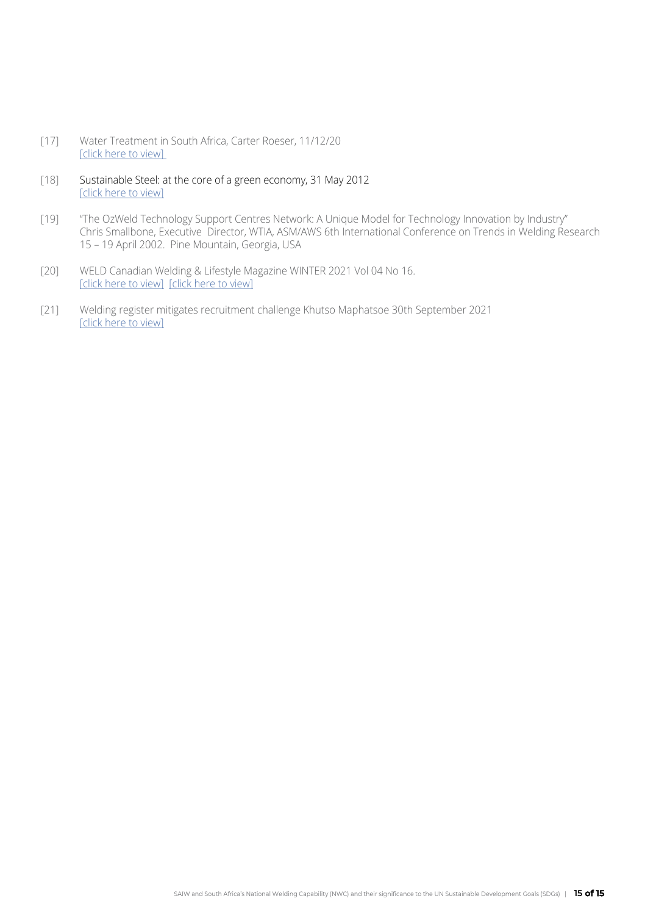[17] Water Treatment in South Africa, Carter Roeser, 11/12/20
[click here to view]

[18] Sustainable Steel: at the core of a green economy, 31 May 2012
[click here to view]

[19] "The OzWeld Technology Support Centres Network: A Unique Model for Technology Innovation by Industry" Chris Smallbone, Executive Director, WTIA, ASM/AWS 6th International Conference on Trends in Welding Research 15 – 19 April 2002. Pine Mountain, Georgia, USA

[20] WELD Canadian Welding & Lifestyle Magazine WINTER 2021 Vol 04 No 16.
[click here to view] [click here to view]

[21] Welding register mitigates recruitment challenge Khutso Maphatsoe 30th September 2021
[click here to view]